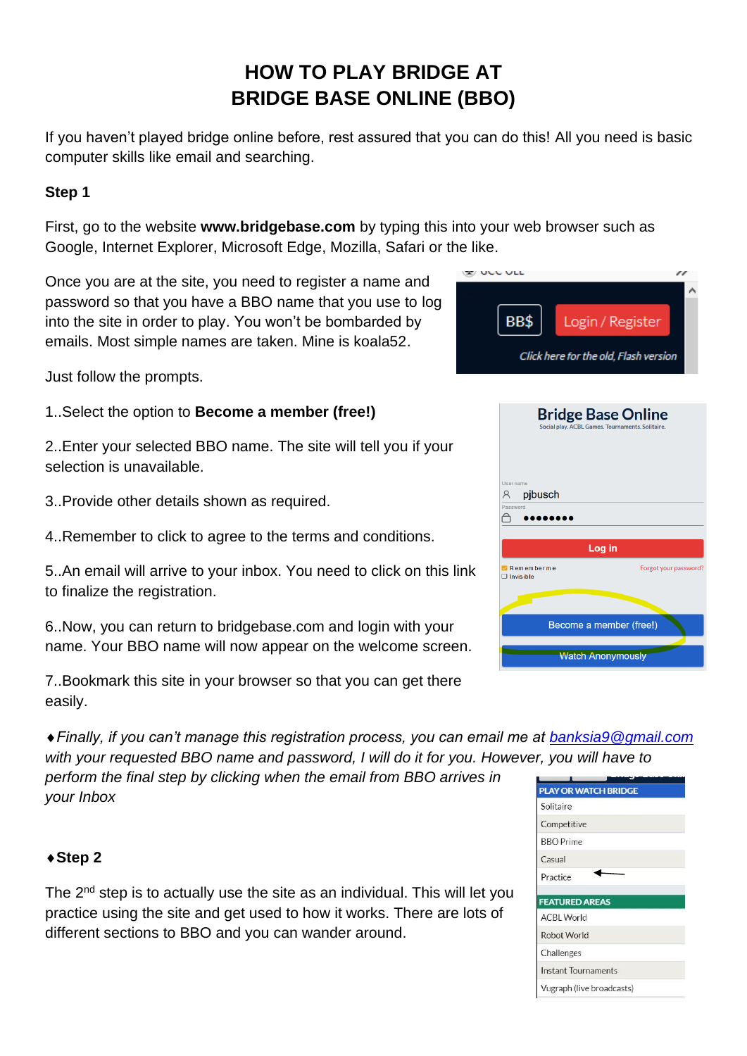# HOW TO PLAY BRIDGE AT BRIDGE BASE ONLINE (BBO)

If you haven't played bridge online before, rest assured that you can do this! All you need is basic computer skills like email and searching.

**Step 1**

First, go to the website **www.bridgebase.com** by typing this into your web browser such as Google, Internet Explorer, Microsoft Edge, Mozilla, Safari or the like.

Once you are at the site, you need to register a name and password so that you have a BBO name that you use to log into the site in order to play. You won't be bombarded by emails. Most simple names are taken. Mine is koala52.

Just follow the prompts.

1..Select the option to **Become a member (free!)**

2..Enter your selected BBO name. The site will tell you if your selection is unavailable.

3..Provide other details shown as required.

4..Remember to click to agree to the terms and conditions.

5..An email will arrive to your inbox. You need to click on this link to finalize the registration.

6..Now, you can return to bridgebase.com and login with your name. Your BBO name will now appear on the welcome screen.

7..Bookmark this site in your browser so that you can get there easily.

♦*Finally, if you can't manage this registration process, you can email me at banksia9@gmail.com with your requested BBO name and password, I will do it for you. However, you will have to perform the final step by clicking when the email from BBO arrives in your Inbox*

♦**Step 2**

The 2nd step is to actually use the site as an individual. This will let you practice using the site and get used to how it works. There are lots of different sections to BBO and you can wander around.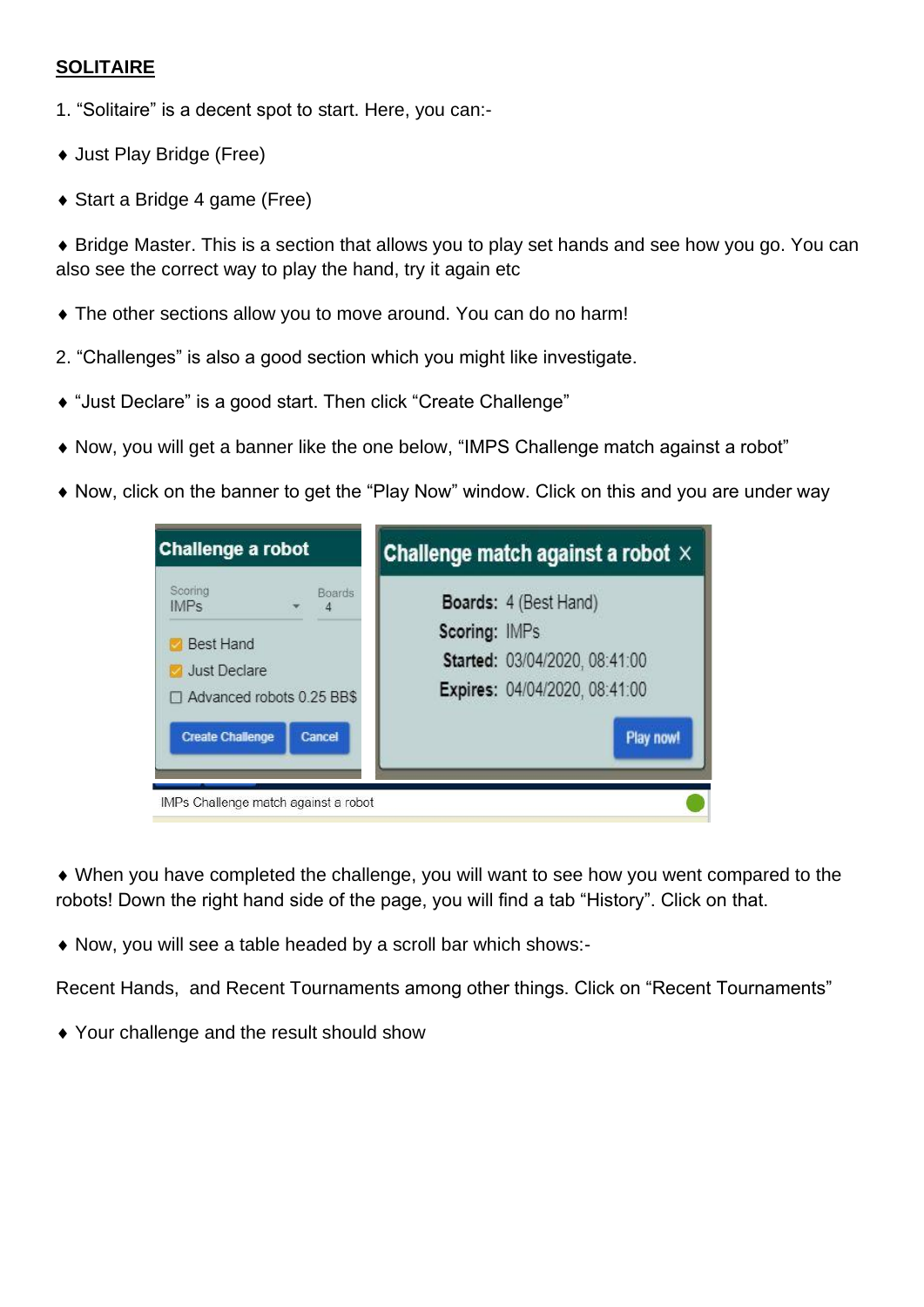**SOLITAIRE**

1. "Solitaire" is a decent spot to start. Here, you can:-

♦ Just Play Bridge (Free)

♦ Start a Bridge 4 game (Free)

♦ Bridge Master. This is a section that allows you to play set hands and see how you go. You can also see the correct way to play the hand, try it again etc

♦ The other sections allow you to move around. You can do no harm!

2. "Challenges" is also a good section which you might like investigate.

♦ "Just Declare" is a good start. Then click "Create Challenge"

♦ Now, you will get a banner like the one below, "IMPS Challenge match against a robot"

♦ Now, click on the banner to get the "Play Now" window. Click on this and you are under way

**Challenge a robot**

Scoring: IMPs | Boards: 4

- [x] Best Hand
- [x] Just Declare
- [ ] Advanced robots 0.25 BB$

Create Challenge | Cancel

**Challenge match against a robot**

**Boards:** 4 (Best Hand)
**Scoring:** IMPs
**Started:** 03/04/2020, 08:41:00
**Expires:** 04/04/2020, 08:41:00

Play now!

IMPs Challenge match against a robot

♦ When you have completed the challenge, you will want to see how you went compared to the robots! Down the right hand side of the page, you will find a tab "History". Click on that.

♦ Now, you will see a table headed by a scroll bar which shows:-

Recent Hands, and Recent Tournaments among other things. Click on "Recent Tournaments"

♦ Your challenge and the result should show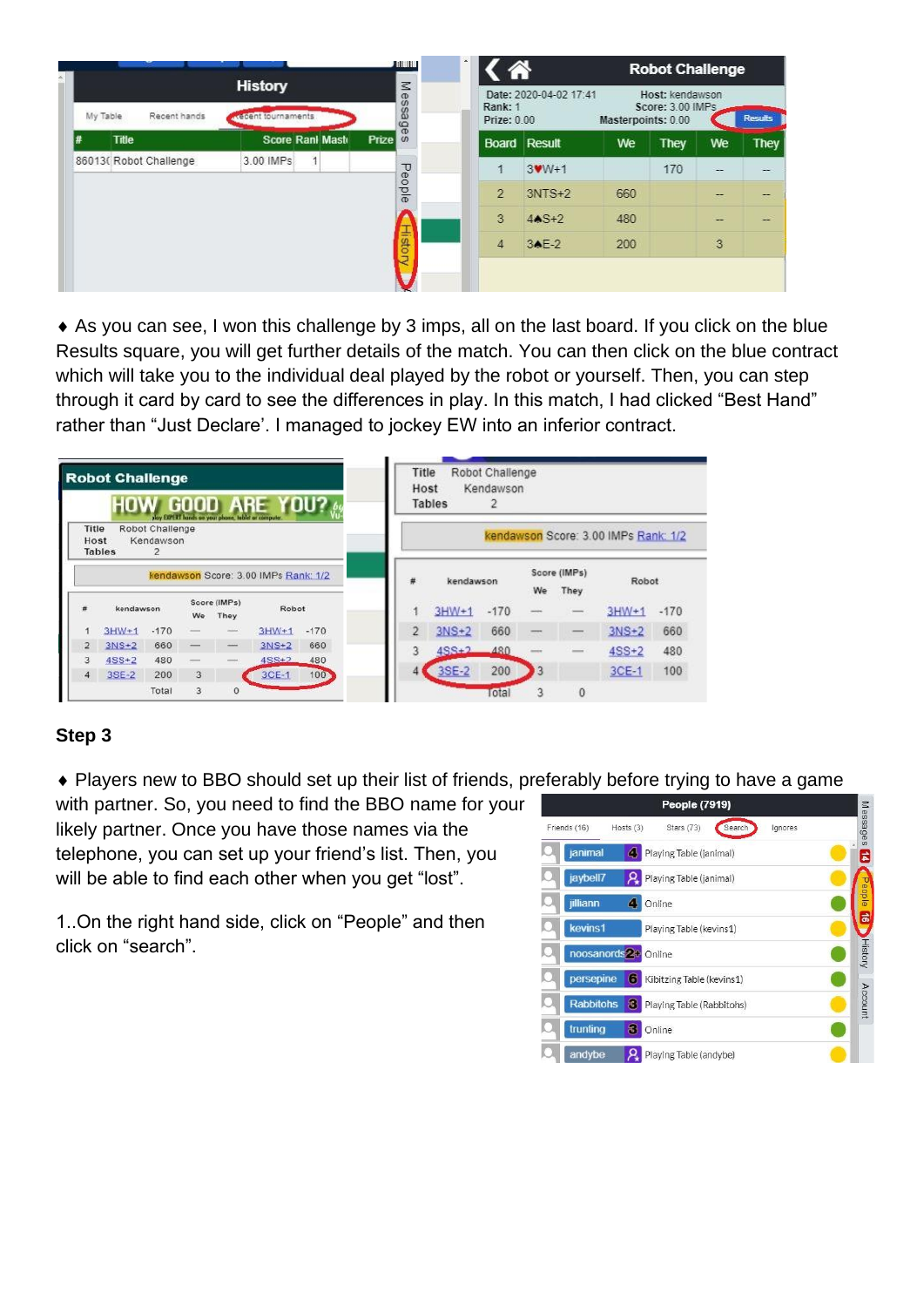♦ As you can see, I won this challenge by 3 imps, all on the last board. If you click on the blue Results square, you will get further details of the match. You can then click on the blue contract which will take you to the individual deal played by the robot or yourself. Then, you can step through it card by card to see the differences in play. In this match, I had clicked “Best Hand” rather than “Just Declare’. I managed to jockey EW into an inferior contract.

**Step 3**

♦ Players new to BBO should set up their list of friends, preferably before trying to have a game with partner. So, you need to find the BBO name for your likely partner. Once you have those names via the telephone, you can set up your friend’s list. Then, you will be able to find each other when you get “lost”.

1..On the right hand side, click on “People” and then click on “search”.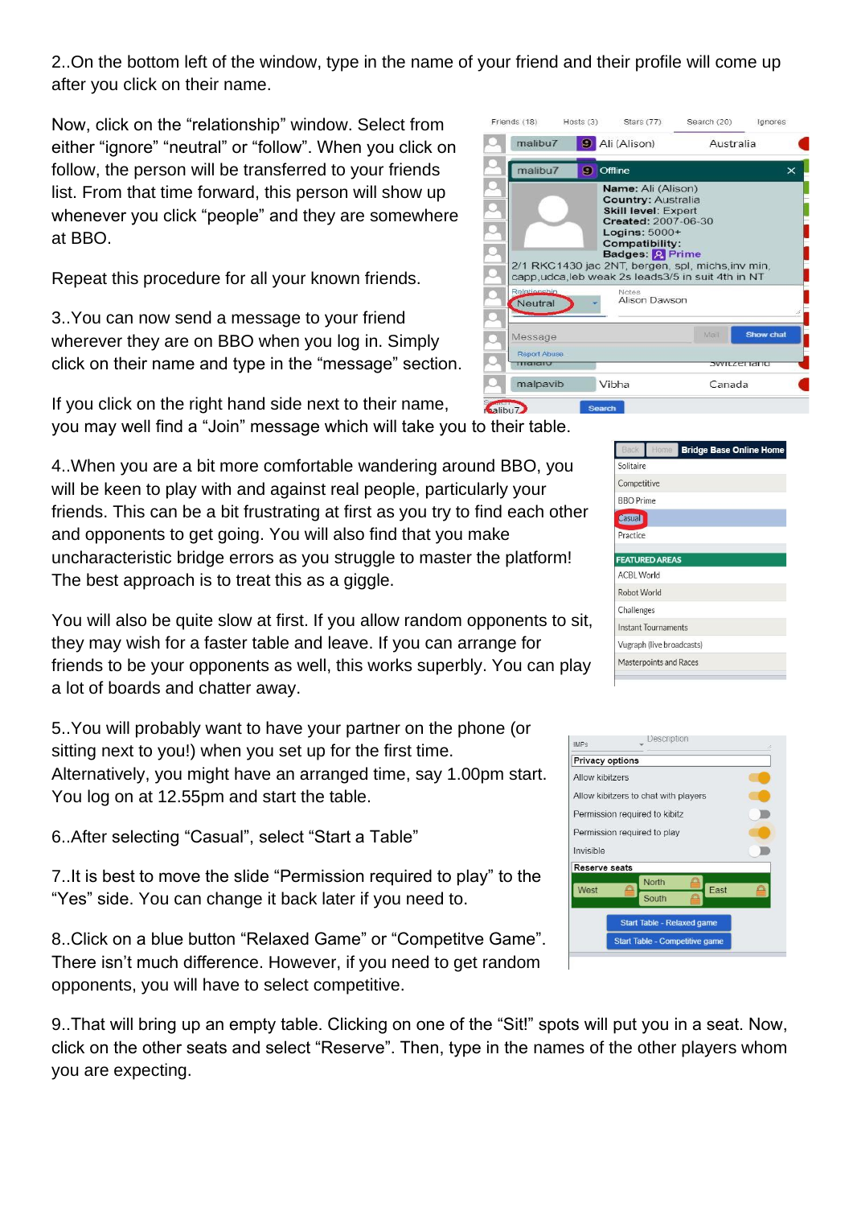2..On the bottom left of the window, type in the name of your friend and their profile will come up after you click on their name.

Now, click on the “relationship” window. Select from either “ignore” “neutral” or “follow”. When you click on follow, the person will be transferred to your friends list. From that time forward, this person will show up whenever you click “people” and they are somewhere at BBO.

Repeat this procedure for all your known friends.

3..You can now send a message to your friend wherever they are on BBO when you log in. Simply click on their name and type in the “message” section.

If you click on the right hand side next to their name, you may well find a “Join” message which will take you to their table.

4..When you are a bit more comfortable wandering around BBO, you will be keen to play with and against real people, particularly your friends. This can be a bit frustrating at first as you try to find each other and opponents to get going. You will also find that you make uncharacteristic bridge errors as you struggle to master the platform! The best approach is to treat this as a giggle.

You will also be quite slow at first. If you allow random opponents to sit, they may wish for a faster table and leave. If you can arrange for friends to be your opponents as well, this works superbly. You can play a lot of boards and chatter away.

5..You will probably want to have your partner on the phone (or sitting next to you!) when you set up for the first time. Alternatively, you might have an arranged time, say 1.00pm start. You log on at 12.55pm and start the table.

6..After selecting “Casual”, select “Start a Table”

7..It is best to move the slide “Permission required to play” to the “Yes” side. You can change it back later if you need to.

8..Click on a blue button “Relaxed Game” or “Competitve Game”. There isn’t much difference. However, if you need to get random opponents, you will have to select competitive.

9..That will bring up an empty table. Clicking on one of the “Sit!” spots will put you in a seat. Now, click on the other seats and select “Reserve”. Then, type in the names of the other players whom you are expecting.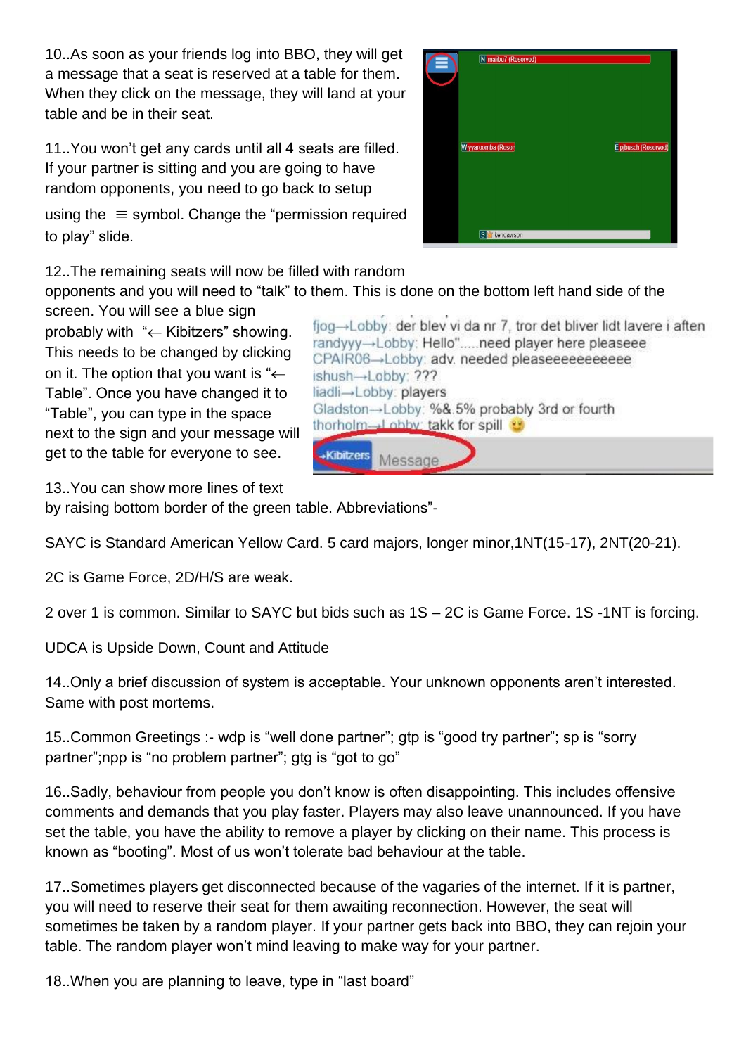10..As soon as your friends log into BBO, they will get a message that a seat is reserved at a table for them. When they click on the message, they will land at your table and be in their seat.

11..You won't get any cards until all 4 seats are filled. If your partner is sitting and you are going to have random opponents, you need to go back to setup using the ≡ symbol. Change the "permission required to play" slide.

12..The remaining seats will now be filled with random opponents and you will need to "talk" to them. This is done on the bottom left hand side of the screen. You will see a blue sign probably with "← Kibitzers" showing. This needs to be changed by clicking on it. The option that you want is "← Table". Once you have changed it to "Table", you can type in the space next to the sign and your message will get to the table for everyone to see.

13..You can show more lines of text by raising bottom border of the green table. Abbreviations"-

SAYC is Standard American Yellow Card. 5 card majors, longer minor,1NT(15-17), 2NT(20-21).

2C is Game Force, 2D/H/S are weak.

2 over 1 is common. Similar to SAYC but bids such as 1S – 2C is Game Force. 1S -1NT is forcing.

UDCA is Upside Down, Count and Attitude

14..Only a brief discussion of system is acceptable. Your unknown opponents aren't interested. Same with post mortems.

15..Common Greetings :- wdp is "well done partner"; gtp is "good try partner"; sp is "sorry partner";npp is "no problem partner"; gtg is "got to go"

16..Sadly, behaviour from people you don't know is often disappointing. This includes offensive comments and demands that you play faster. Players may also leave unannounced. If you have set the table, you have the ability to remove a player by clicking on their name. This process is known as "booting". Most of us won't tolerate bad behaviour at the table.

17..Sometimes players get disconnected because of the vagaries of the internet. If it is partner, you will need to reserve their seat for them awaiting reconnection. However, the seat will sometimes be taken by a random player. If your partner gets back into BBO, they can rejoin your table. The random player won't mind leaving to make way for your partner.

18..When you are planning to leave, type in "last board"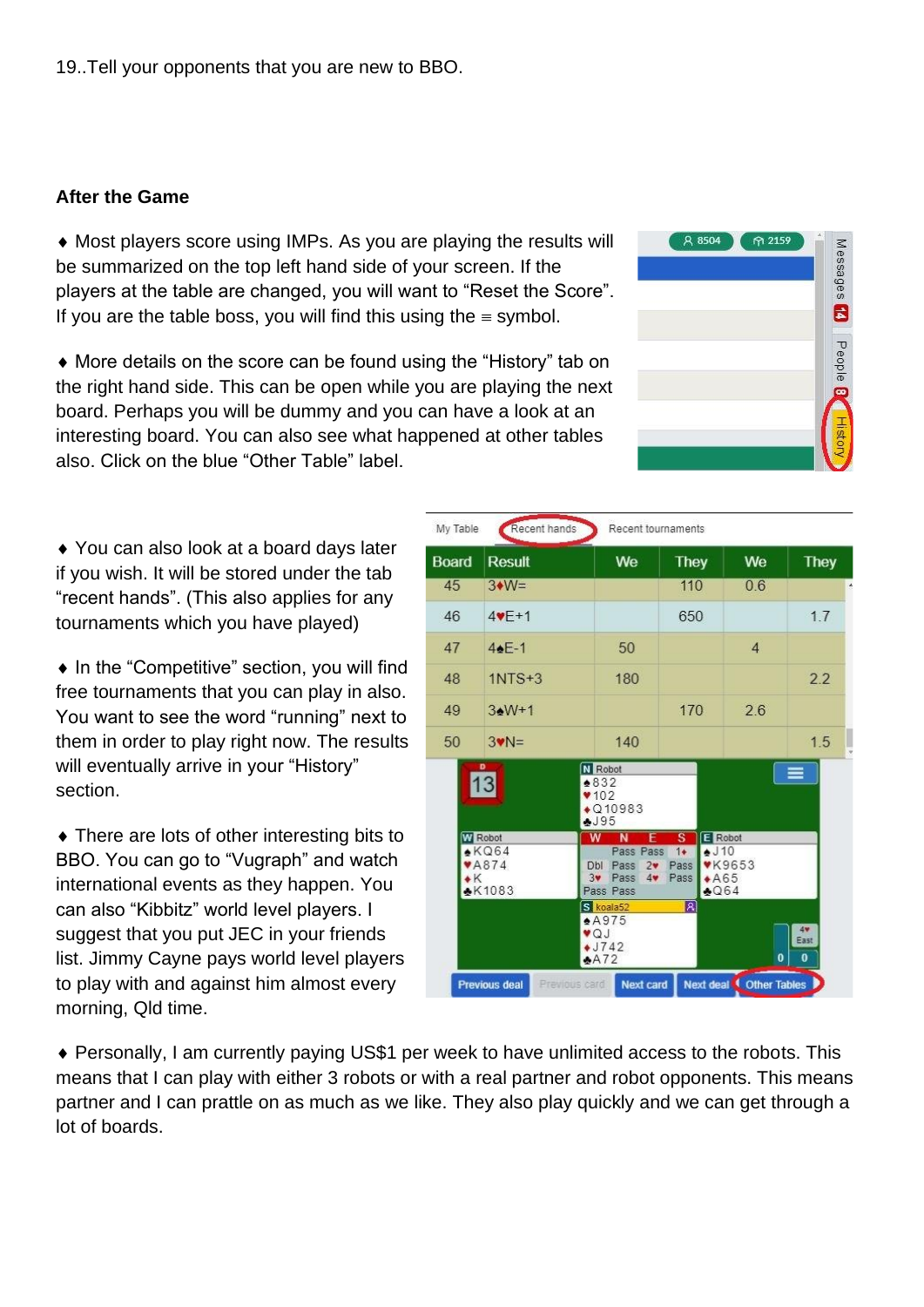19..Tell your opponents that you are new to BBO.

**After the Game**

♦ Most players score using IMPs. As you are playing the results will be summarized on the top left hand side of your screen. If the players at the table are changed, you will want to “Reset the Score”. If you are the table boss, you will find this using the ≡ symbol.

♦ More details on the score can be found using the “History” tab on the right hand side. This can be open while you are playing the next board. Perhaps you will be dummy and you can have a look at an interesting board. You can also see what happened at other tables also. Click on the blue “Other Table” label.

♦ You can also look at a board days later if you wish. It will be stored under the tab “recent hands”. (This also applies for any tournaments which you have played)

♦ In the “Competitive” section, you will find free tournaments that you can play in also. You want to see the word “running” next to them in order to play right now. The results will eventually arrive in your “History” section.

♦ There are lots of other interesting bits to BBO. You can go to “Vugraph” and watch international events as they happen. You can also “Kibbitz” world level players. I suggest that you put JEC in your friends list. Jimmy Cayne pays world level players to play with and against him almost every morning, Qld time.

♦ Personally, I am currently paying US$1 per week to have unlimited access to the robots. This means that I can play with either 3 robots or with a real partner and robot opponents. This means partner and I can prattle on as much as we like. They also play quickly and we can get through a lot of boards.